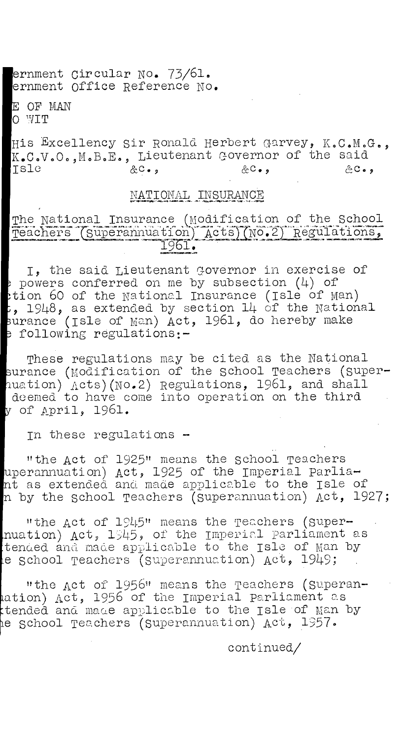ernment Circular No. 73/61.
ernment Office Reference No.

E OF MAN
O WIT

His Excellency Sir Ronald Herbert Garvey, K.C.M.G., K.C.V.O., M.B.E., Lieutenant Governor of the said Isle &c., &c., &c.,

## NATIONAL INSURANCE

## The National Insurance (Modification of the School Teachers (Superannuation) Acts)(No.2) Regulations, 1961.

I, the said Lieutenant Governor in exercise of powers conferred on me by subsection (4) of tion 60 of the National Insurance (Isle of Man) , 1948, as extended by section 14 of the National surance (Isle of Man) Act, 1961, do hereby make e following regulations:-

These regulations may be cited as the National surance (Modification of the School Teachers (Superuation) Acts)(No.2) Regulations, 1961, and shall deemed to have come into operation on the third y of April, 1961.

In these regulations -

"the Act of 1925" means the School Teachers uperannuation) Act, 1925 of the Imperial Parliant as extended and made applicable to the Isle of n by the School Teachers (Superannuation) Act, 1927;

"the Act of 1945" means the Teachers (Supernuation) Act, 1945, of the Imperial Parliament as tended and made applicable to the Isle of Man by e School Teachers (Superannuation) Act, 1949;

"the Act of 1956" means the Teachers (Superanation) Act, 1956 of the Imperial Parliament as tended and made applicable to the Isle of Man by e School Teachers (Superannuation) Act, 1957.

continued/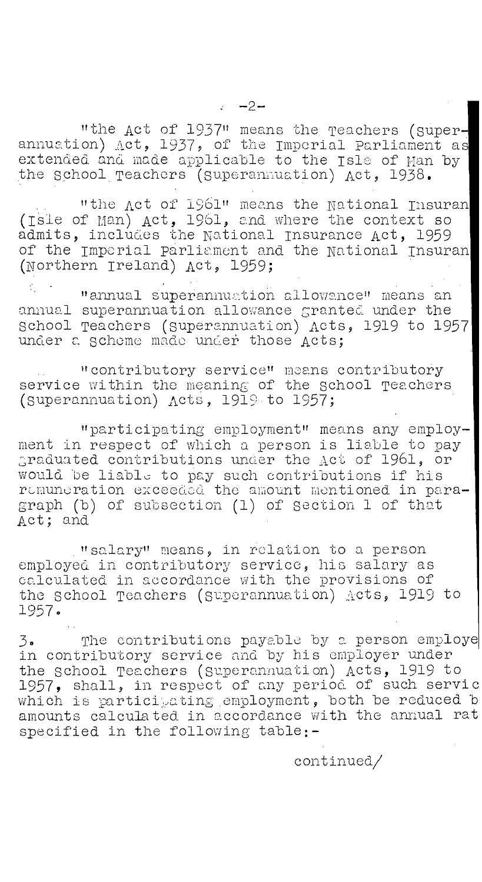"the Act of 1937" means the Teachers (Superannuation) Act, 1937, of the Imperial Parliament as extended and made applicable to the Isle of Man by the School Teachers (Superannuation) Act, 1938.

"the Act of 1961" means the National Insuran (Isle of Man) Act, 1961, and where the context so admits, includes the National Insurance Act, 1959 of the Imperial Parliament and the National Insuran (Northern Ireland) Act, 1959;

"annual superannuation allowance" means an annual superannuation allowance granted under the School Teachers (Superannuation) Acts, 1919 to 1957 under a scheme made under those Acts;

"contributory service" means contributory service within the meaning of the School Teachers (Superannuation) Acts, 1919 to 1957;

"participating employment" means any employment in respect of which a person is liable to pay graduated contributions under the Act of 1961, or would be liable to pay such contributions if his remuneration exceeded the amount mentioned in paragraph (b) of subsection (1) of Section 1 of that Act; and

"salary" means, in relation to a person employed in contributory service, his salary as calculated in accordance with the provisions of the School Teachers (Superannuation) Acts, 1919 to 1957.

3. The contributions payable by a person employe in contributory service and by his employer under the School Teachers (Superannuation) Acts, 1919 to 1957, shall, in respect of any period of such servic which is participating employment, both be reduced b amounts calculated in accordance with the annual rat specified in the following table:-

continued/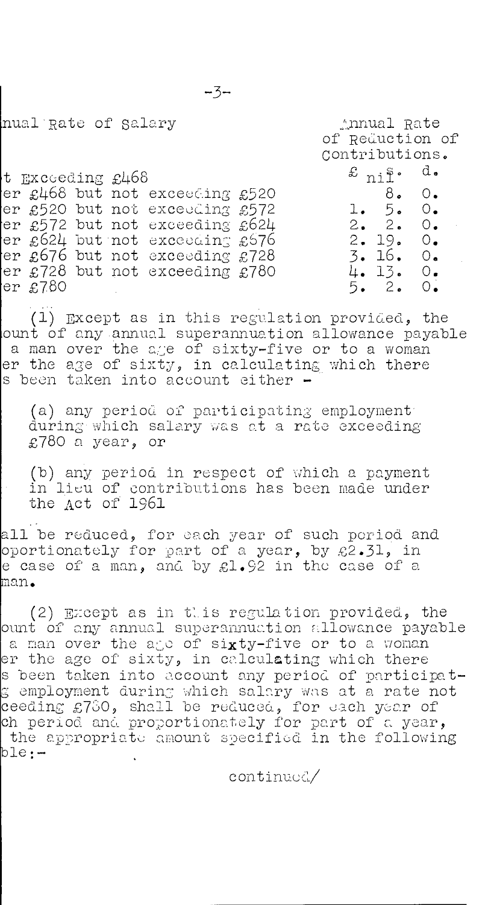| nual Rate of Salary | Annual Rate of Reduction of Contributions. |
|---|---|
| | £ s. d. |
| t Exceeding £468 | nil |
| er £468 but not exceeding £520 | 8. 0. |
| er £520 but not exceeding £572 | 1. 5. 0. |
| er £572 but not exceeding £624 | 2. 2. 0. |
| er £624 but not exceeding £676 | 2. 19. 0. |
| er £676 but not exceeding £728 | 3. 16. 0. |
| er £728 but not exceeding £780 | 4. 13. 0. |
| er £780 | 5. 2. 0. |

(1) Except as in this regulation provided, the ount of any annual superannuation allowance payable a man over the age of sixty-five or to a woman er the age of sixty, in calculating which there s been taken into account either -

(a) any period of participating employment during which salary was at a rate exceeding £780 a year, or

(b) any period in respect of which a payment in lieu of contributions has been made under the Act of 1961

all be reduced, for each year of such period and oportionately for part of a year, by £2.31, in e case of a man, and by £1.92 in the case of a man.

(2) Except as in this regulation provided, the ount of any annual superannuation allowance payable a man over the age of sixty-five or to a woman er the age of sixty, in calculating which there s been taken into account any period of participat- g employment during which salary was at a rate not ceeding £780, shall be reduced, for each year of ch period and proportionately for part of a year, the appropriate amount specified in the following ble:-

continued/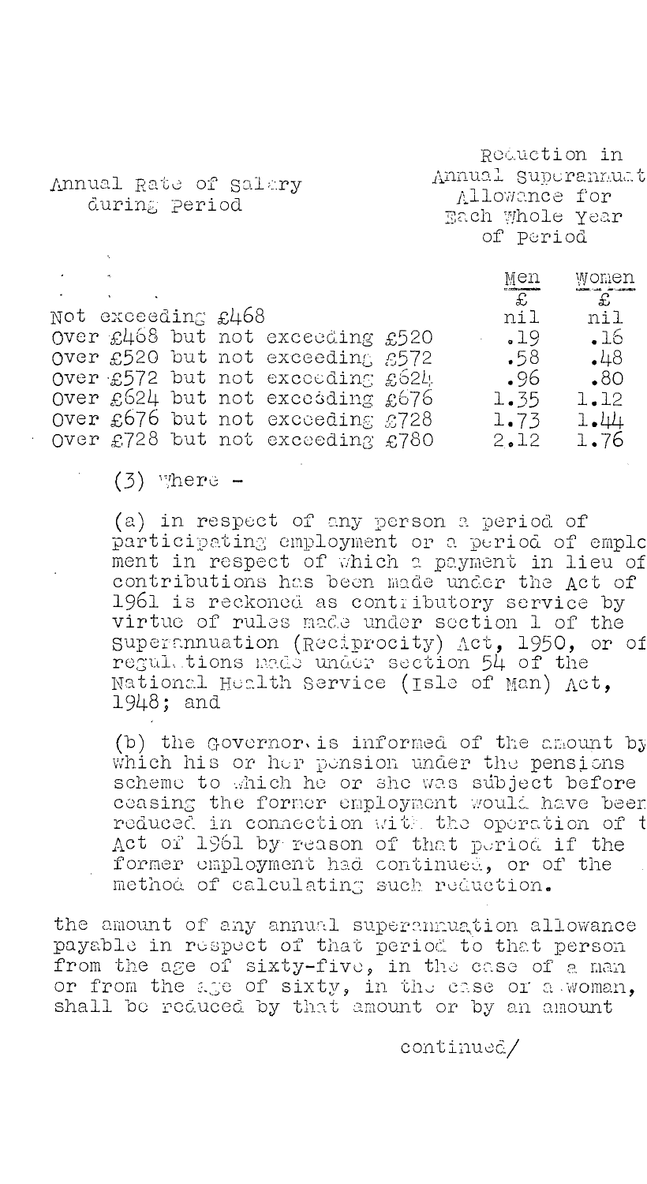| Annual Rate of Salary during Period | Reduction in Annual Superannuat Allowance for Each Whole Year of Period | |
|---|---|---|
| | Men | Women |
| | £ | £ |
| Not exceeding £468 | nil | nil |
| Over £468 but not exceeding £520 | .19 | .16 |
| Over £520 but not exceeding £572 | .58 | .48 |
| Over £572 but not exceeding £624 | .96 | .80 |
| Over £624 but not exceeding £676 | 1.35 | 1.12 |
| Over £676 but not exceeding £728 | 1.73 | 1.44 |
| Over £728 but not exceeding £780 | 2.12 | 1.76 |

(3) Where -

(a) in respect of any person a period of participating employment or a period of emplo ment in respect of which a payment in lieu of contributions has been made under the Act of 1961 is reckoned as contributory service by virtue of rules made under section 1 of the Superannuation (Reciprocity) Act, 1950, or of regulations made under section 54 of the National Health Service (Isle of Man) Act, 1948; and

(b) the Governor is informed of the amount by which his or her pension under the pensions scheme to which he or she was subject before ceasing the former employment would have been reduced in connection with the operation of t Act of 1961 by reason of that period if the former employment had continued, or of the method of calculating such reduction.

the amount of any annual superannuation allowance payable in respect of that period to that person from the age of sixty-five, in the case of a man or from the age of sixty, in the case of a woman, shall be reduced by that amount or by an amount

continued/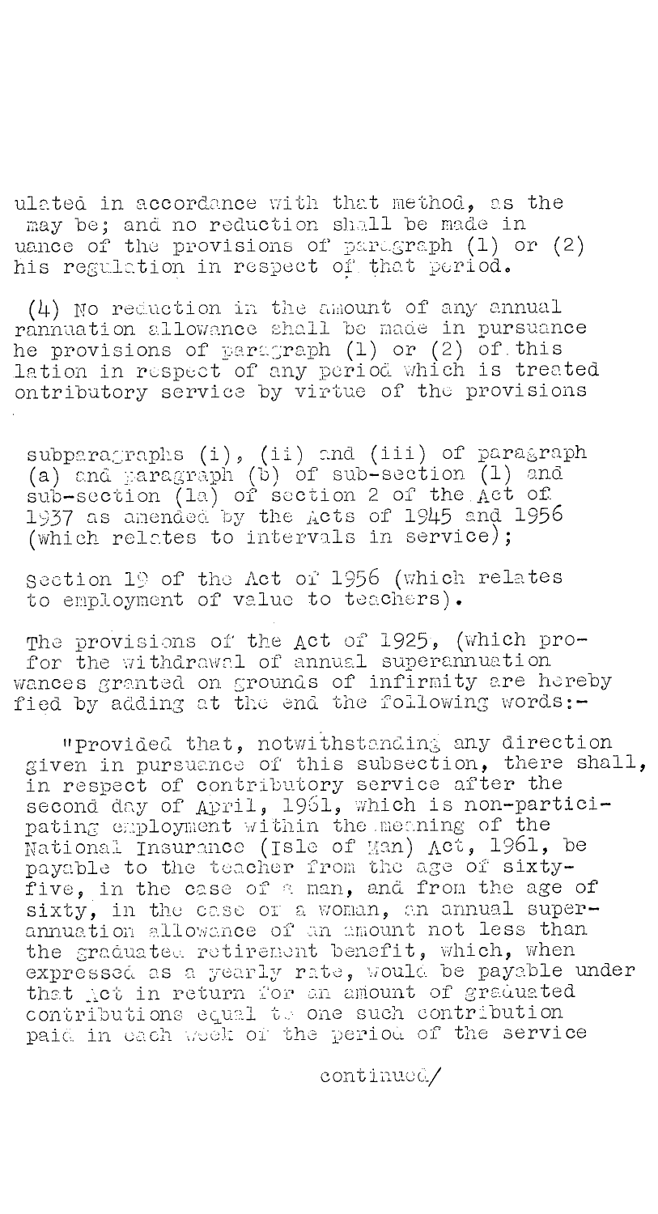ulated in accordance with that method, as the may be; and no reduction shall be made in uance of the provisions of paragraph (1) or (2) his regulation in respect of that period.

(4) No reduction in the amount of any annual rannuation allowance shall be made in pursuance he provisions of paragraph (1) or (2) of this lation in respect of any period which is treated ontributory service by virtue of the provisions

subparagraphs (i), (ii) and (iii) of paragraph (a) and paragraph (b) of sub-section (1) and sub-section (1a) of section 2 of the Act of 1937 as amended by the Acts of 1945 and 1956 (which relates to intervals in service);

section 19 of the Act of 1956 (which relates to employment of value to teachers).

The provisions of the Act of 1925, (which pro- for the withdrawal of annual superannuation wances granted on grounds of infirmity are hereby fied by adding at the end the following words:-

"Provided that, notwithstanding any direction given in pursuance of this subsection, there shall, in respect of contributory service after the second day of April, 1961, which is non-participating employment within the meaning of the National Insurance (Isle of Man) Act, 1961, be payable to the teacher from the age of sixty-five, in the case of a man, and from the age of sixty, in the case of a woman, an annual superannuation allowance of an amount not less than the graduated retirement benefit, which, when expressed as a yearly rate, would be payable under that Act in return for an amount of graduated contributions equal to one such contribution paid in each week of the period of the service

continued/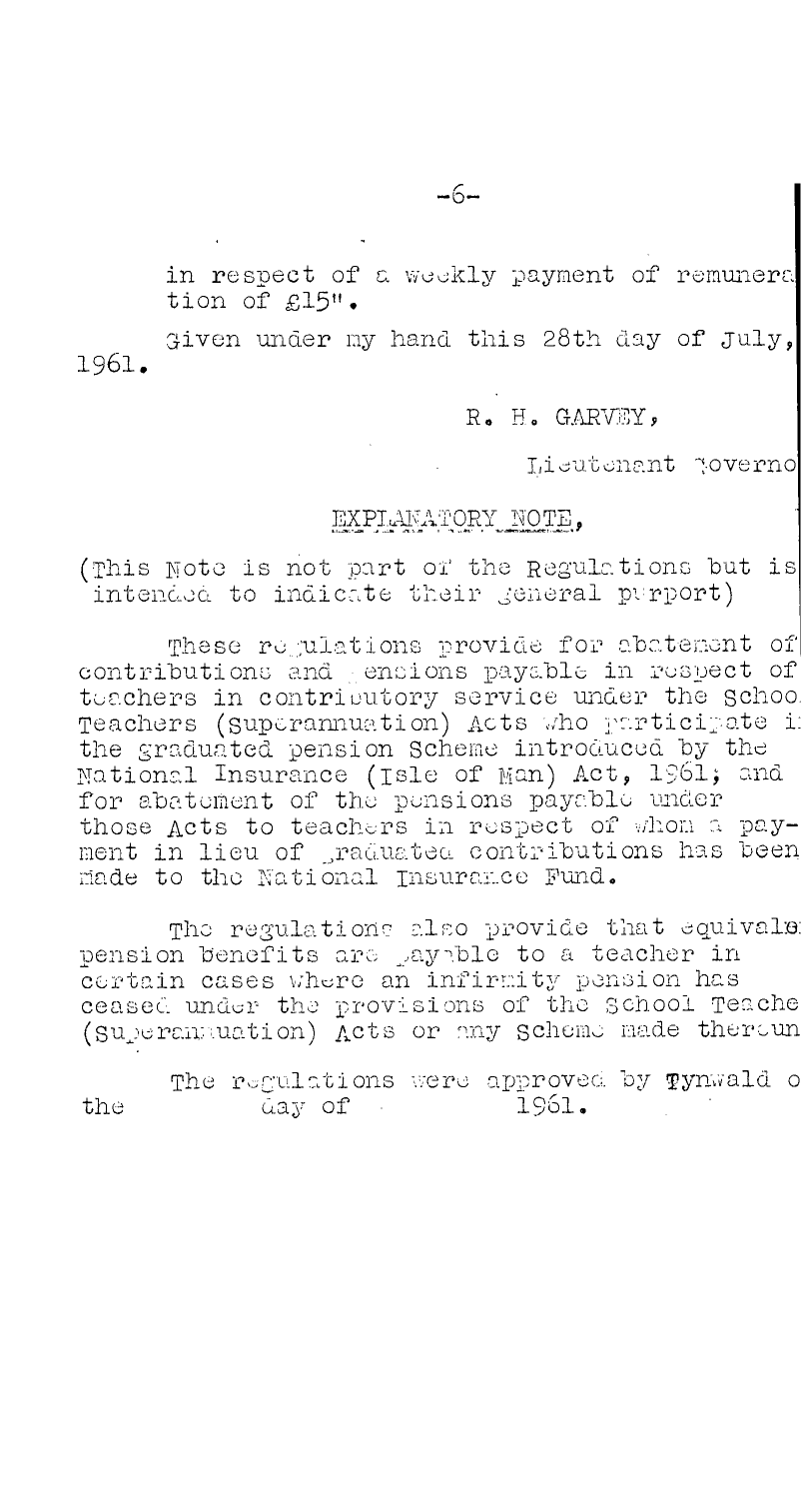in respect of a weekly payment of remuneration of £15".

Given under my hand this 28th day of July, 1961.

R. H. GARVEY,

Lieutenant Governor

## EXPLANATORY NOTE,

(This Note is not part of the Regulations but is intended to indicate their general purport)

These regulations provide for abatement of contributions and pensions payable in respect of teachers in contributory service under the School Teachers (Superannuation) Acts who participate in the graduated pension Scheme introduced by the National Insurance (Isle of Man) Act, 1961; and for abatement of the pensions payable under those Acts to teachers in respect of whom a payment in lieu of graduated contributions has been made to the National Insurance Fund.

The regulations also provide that equivalent pension benefits are payable to a teacher in certain cases where an infirmity pension has ceased under the provisions of the School Teachers (Superannuation) Acts or any Scheme made thereunder.

The regulations were approved by Tynwald on the day of 1961.